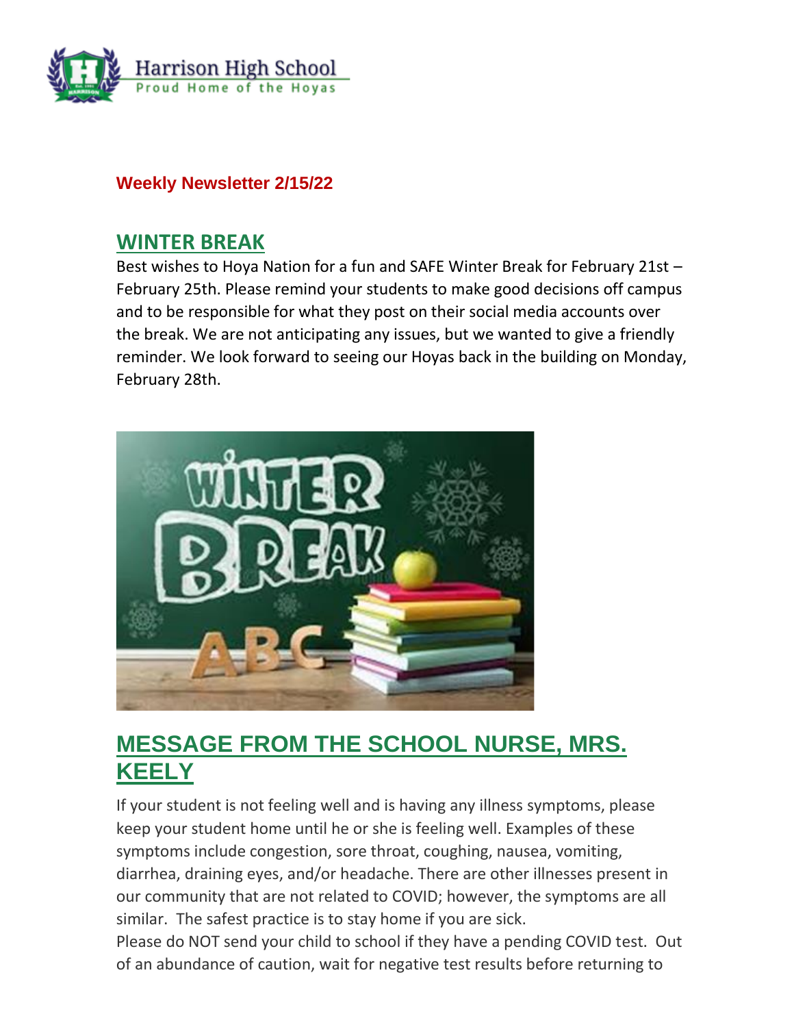Harrison High School
Proud Home of the Hoyas

**Weekly Newsletter 2/15/22**

## WINTER BREAK

Best wishes to Hoya Nation for a fun and SAFE Winter Break for February 21st – February 25th. Please remind your students to make good decisions off campus and to be responsible for what they post on their social media accounts over the break. We are not anticipating any issues, but we wanted to give a friendly reminder. We look forward to seeing our Hoyas back in the building on Monday, February 28th.

## MESSAGE FROM THE SCHOOL NURSE, MRS. KEELY

If your student is not feeling well and is having any illness symptoms, please keep your student home until he or she is feeling well. Examples of these symptoms include congestion, sore throat, coughing, nausea, vomiting, diarrhea, draining eyes, and/or headache. There are other illnesses present in our community that are not related to COVID; however, the symptoms are all similar. The safest practice is to stay home if you are sick.

Please do NOT send your child to school if they have a pending COVID test. Out of an abundance of caution, wait for negative test results before returning to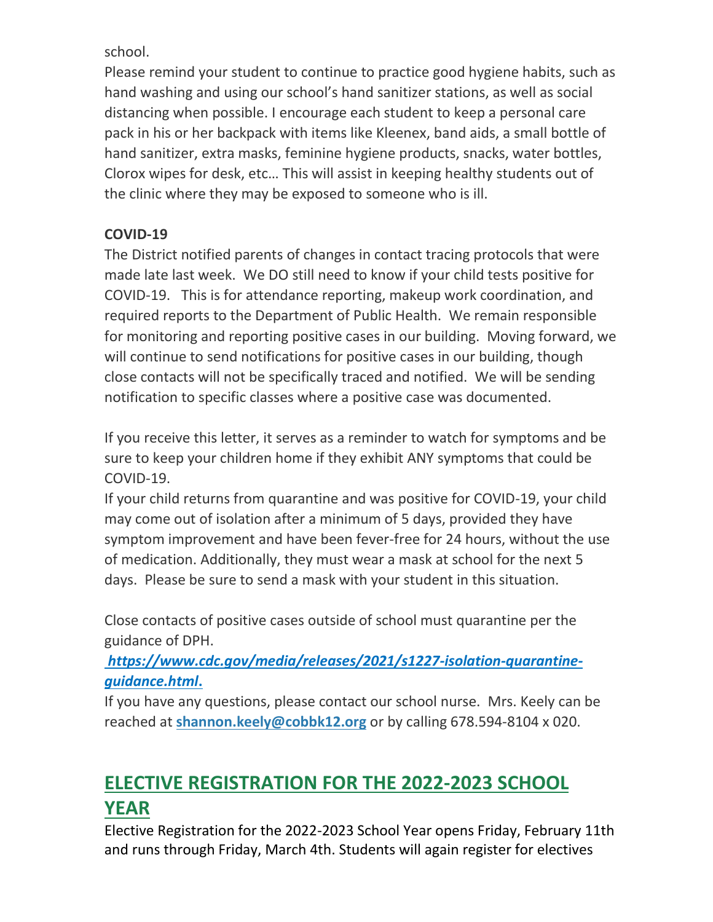school.

Please remind your student to continue to practice good hygiene habits, such as hand washing and using our school's hand sanitizer stations, as well as social distancing when possible. I encourage each student to keep a personal care pack in his or her backpack with items like Kleenex, band aids, a small bottle of hand sanitizer, extra masks, feminine hygiene products, snacks, water bottles, Clorox wipes for desk, etc… This will assist in keeping healthy students out of the clinic where they may be exposed to someone who is ill.

**COVID-19**

The District notified parents of changes in contact tracing protocols that were made late last week. We DO still need to know if your child tests positive for COVID-19. This is for attendance reporting, makeup work coordination, and required reports to the Department of Public Health. We remain responsible for monitoring and reporting positive cases in our building. Moving forward, we will continue to send notifications for positive cases in our building, though close contacts will not be specifically traced and notified. We will be sending notification to specific classes where a positive case was documented.

If you receive this letter, it serves as a reminder to watch for symptoms and be sure to keep your children home if they exhibit ANY symptoms that could be COVID-19.

If your child returns from quarantine and was positive for COVID-19, your child may come out of isolation after a minimum of 5 days, provided they have symptom improvement and have been fever-free for 24 hours, without the use of medication. Additionally, they must wear a mask at school for the next 5 days. Please be sure to send a mask with your student in this situation.

Close contacts of positive cases outside of school must quarantine per the guidance of DPH.

***https://www.cdc.gov/media/releases/2021/s1227-isolation-quarantine-guidance.html.***

If you have any questions, please contact our school nurse. Mrs. Keely can be reached at **shannon.keely@cobbk12.org** or by calling 678.594-8104 x 020.

## ELECTIVE REGISTRATION FOR THE 2022-2023 SCHOOL YEAR

Elective Registration for the 2022-2023 School Year opens Friday, February 11th and runs through Friday, March 4th. Students will again register for electives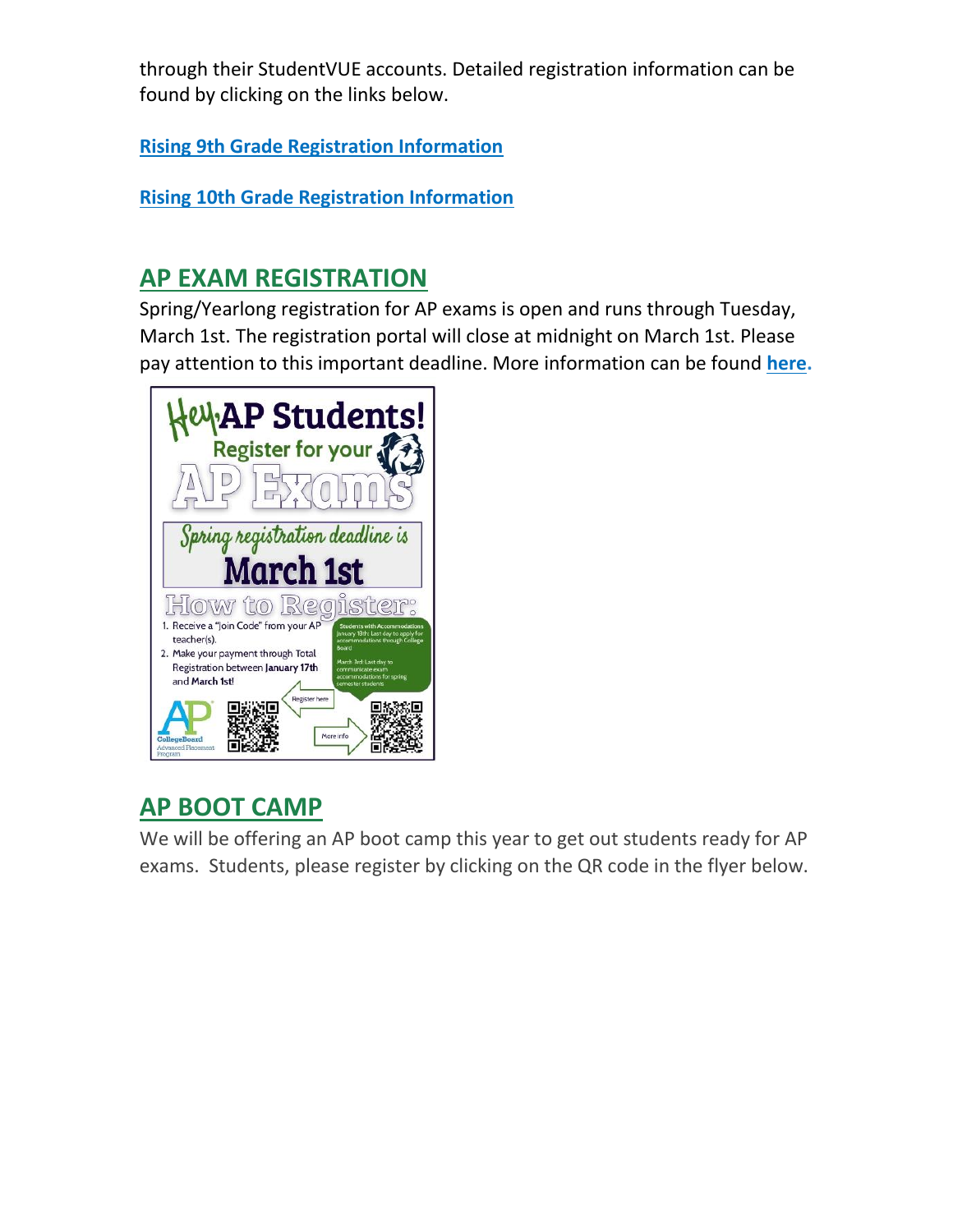through their StudentVUE accounts. Detailed registration information can be found by clicking on the links below.

**Rising 9th Grade Registration Information**

**Rising 10th Grade Registration Information**

## AP EXAM REGISTRATION

Spring/Yearlong registration for AP exams is open and runs through Tuesday, March 1st. The registration portal will close at midnight on March 1st. Please pay attention to this important deadline. More information can be found **here.**

Hey, AP Students! Register for your AP Exams

Spring registration deadline is March 1st

How to Register:

1. Receive a "Join Code" from your AP teacher(s).
2. Make your payment through Total Registration between **January 17th** and **March 1st!**

Students with Accommodations
January 18th: Last day to apply for accommodations through College Board
March 3rd: Last day to communicate exam accommodations for spring semester students

Register here

More info

## AP BOOT CAMP

We will be offering an AP boot camp this year to get out students ready for AP exams. Students, please register by clicking on the QR code in the flyer below.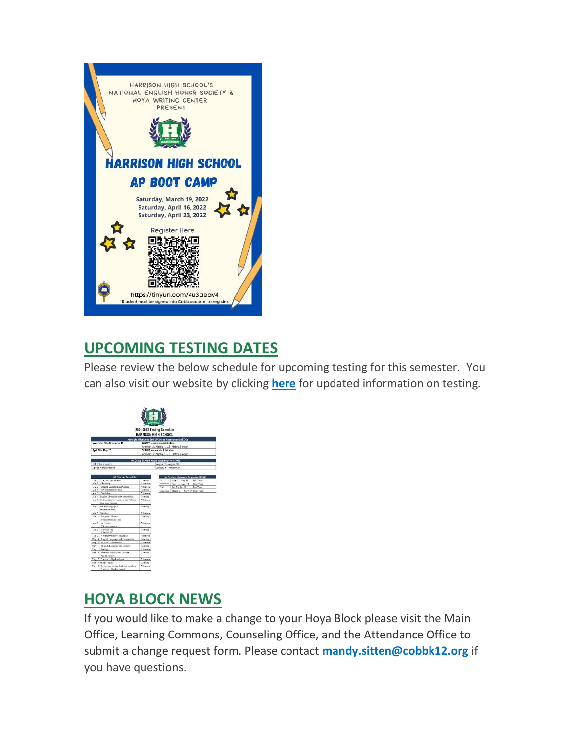HARRISON HIGH SCHOOL'S NATIONAL ENGLISH HONOR SOCIETY & HOYA WRITING CENTER PRESENT

**HARRISON HIGH SCHOOL AP BOOT CAMP**

Saturday, March 19, 2022
Saturday, April 16, 2022
Saturday, April 23, 2022

Register Here

https://tinyurl.com/4u3aeav4
*Student must be signed into Cobb account to register.

## UPCOMING TESTING DATES

Please review the below schedule for upcoming testing for this semester. You can also visit our website by clicking **here** for updated information on testing.

2021-2022 Testing Schedule
HARRISON HIGH SCHOOL

| Georgia Milestones End of Course Assessments (EOC) | |
|---|---|
| November 30 – December 15 | WINTER - main administration American Lit, Algebra 1, U.S. History, Biology |
| April 26 – May 17 | SPRING - main administration American Lit, Algebra 1, U.S. History, Biology |

| 9th Grade Student Knowledge Inventory (SKI) | |
|---|---|
| Fall Administration | August 2 – August 27 |
| Spring Administration | January 5 – January 28 |

| AP Testing Schedule | | |
|---|---|---|
| May 2 | U.S. Gov. and Politics | Morning |
| May 2 | Chemistry | Afternoon |
| May 3 | Spanish Language and Culture | Afternoon |
| May 3 | Environmental Science | Morning |
| May 3 | Psychology | Afternoon |
| May 4 | English Literature and Composition | Morning |
| May 4 | Comparative Government and Politics Computer Science | Afternoon |
| May 5 | Human Geography Macroeconomics | Morning |
| May 5 | Statistics | Afternoon |
| May 6 | European History United States History | Morning |
| May 6 | Art History Microeconomics | Afternoon |
| May 9 | Calculus AB Calculus BC | Morning |
| May 9 | Computer Science Principles | Afternoon |
| May 10 | English Language and Composition | Morning |
| May 10 | Physics C: Mechanics | Afternoon |
| May 11 | Spanish Language and Culture | Morning |
| May 11 | Biology | Afternoon |
| May 12 | French Language and Culture World History | Morning |
| May 12 | Physics 1: Algebra-based | Afternoon |
| May 13 | Music Theory | Morning |
| May 13 | 2D Art and Design Portfolio Deadline Physics 2: Algebra-based | Afternoon |

| 9th Grade – Universal Screening (RSM) | | |
|---|---|---|
| 1st semester | Aug 2 – Aug 31 | Pre-Test |
| | Nov 1 – Nov. 19 | Post-Test |
| 2nd semester | Jan 5 – Jan 28 | Pre-Test |
| | March 21 – May 20 | Post-Test |

## HOYA BLOCK NEWS

If you would like to make a change to your Hoya Block please visit the Main Office, Learning Commons, Counseling Office, and the Attendance Office to submit a change request form. Please contact **mandy.sitten@cobbk12.org** if you have questions.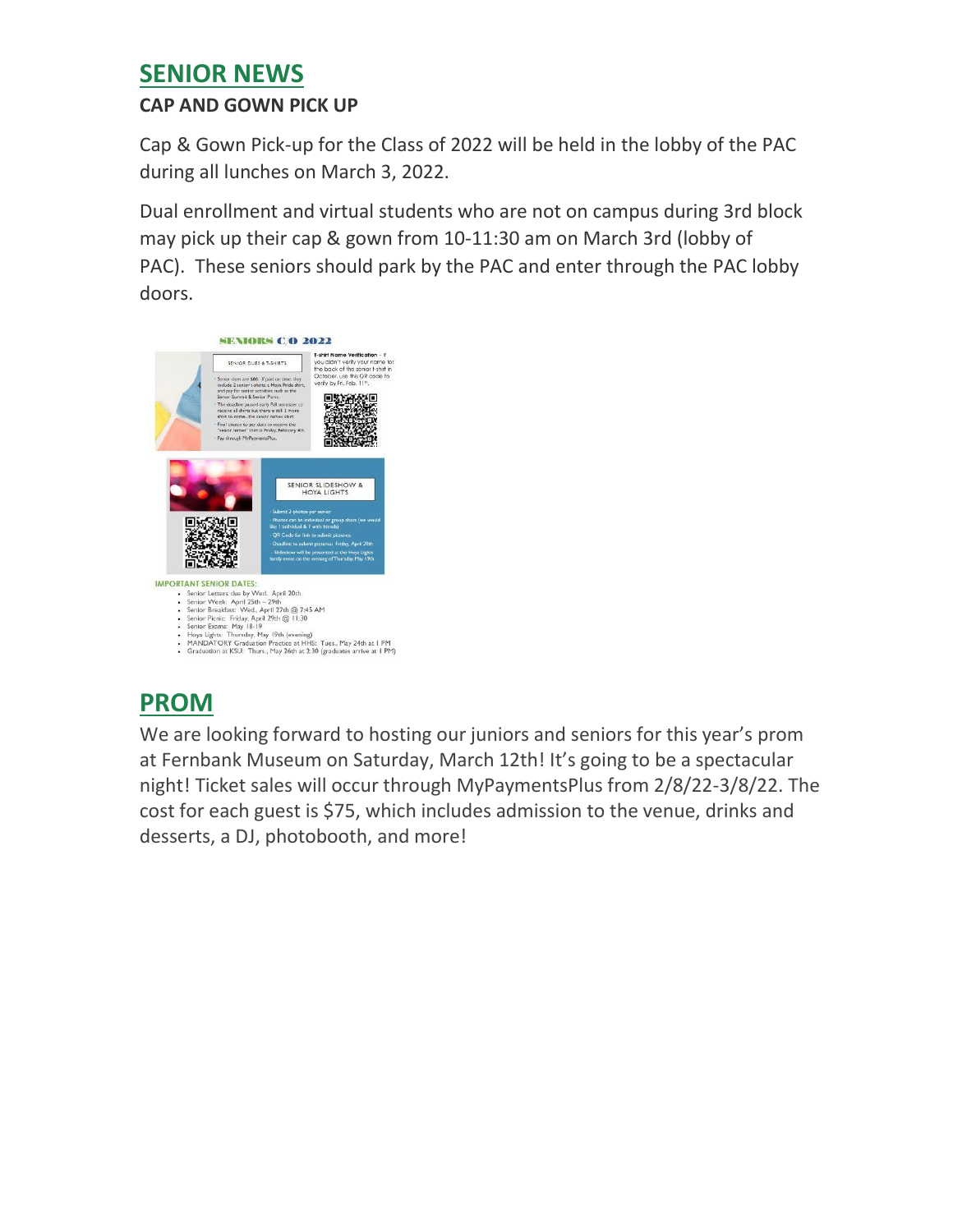## SENIOR NEWS

### CAP AND GOWN PICK UP

Cap & Gown Pick-up for the Class of 2022 will be held in the lobby of the PAC during all lunches on March 3, 2022.

Dual enrollment and virtual students who are not on campus during 3rd block may pick up their cap & gown from 10-11:30 am on March 3rd (lobby of PAC). These seniors should park by the PAC and enter through the PAC lobby doors.

**SENIORS C/O 2022**

**SENIOR DUES & T-SHIRTS**

- Senior dues are $80. If paid on time, they include 2 senior t-shirts, a Hoya Pride shirt, and pay for senior activities such as the Senior Summit & Senior Picnic.
- The deadline passed early Fall semester to receive all shirts but there is still 1 more shirt to come...the senior names shirt.
- Final chance to pay dues to receive the "senior names" shirt is Friday, February 4th.
- Pay through MyPaymentsPlus.

**T-shirt Name Verification** – If you didn't verify your name for the back of the senior t-shirt in October, use this QR code to verify by Fri. Feb. 11th.

**SENIOR SLIDESHOW & HOYA LIGHTS**

- Submit 2 photos per senior
- Photos can be individual or group shots (we would like 1 individual & 1 with friends)
- QR Code for link to submit pictures.
- Deadline to submit pictures: Friday, April 29th
- Slideshow will be presented at the Hoya Lights family event on the evening of Thursday, May 19th

**IMPORTANT SENIOR DATES:**

- Senior Letters: due by Wed. April 20th
- Senior Week: April 25th – 29th
- Senior Breakfast: Wed., April 27th @ 7:45 AM
- Senior Picnic: Friday, April 29th @ 11:30
- Senior Exams: May 18-19
- Hoya Lights: Thursday, May 19th (evening)
- MANDATORY Graduation Practice at HHS: Tues., May 24th at 1 PM
- Graduation at KSU: Thurs., May 26th at 2:30 (graduates arrive at 1 PM)

## PROM

We are looking forward to hosting our juniors and seniors for this year's prom at Fernbank Museum on Saturday, March 12th! It's going to be a spectacular night! Ticket sales will occur through MyPaymentsPlus from 2/8/22-3/8/22. The cost for each guest is $75, which includes admission to the venue, drinks and desserts, a DJ, photobooth, and more!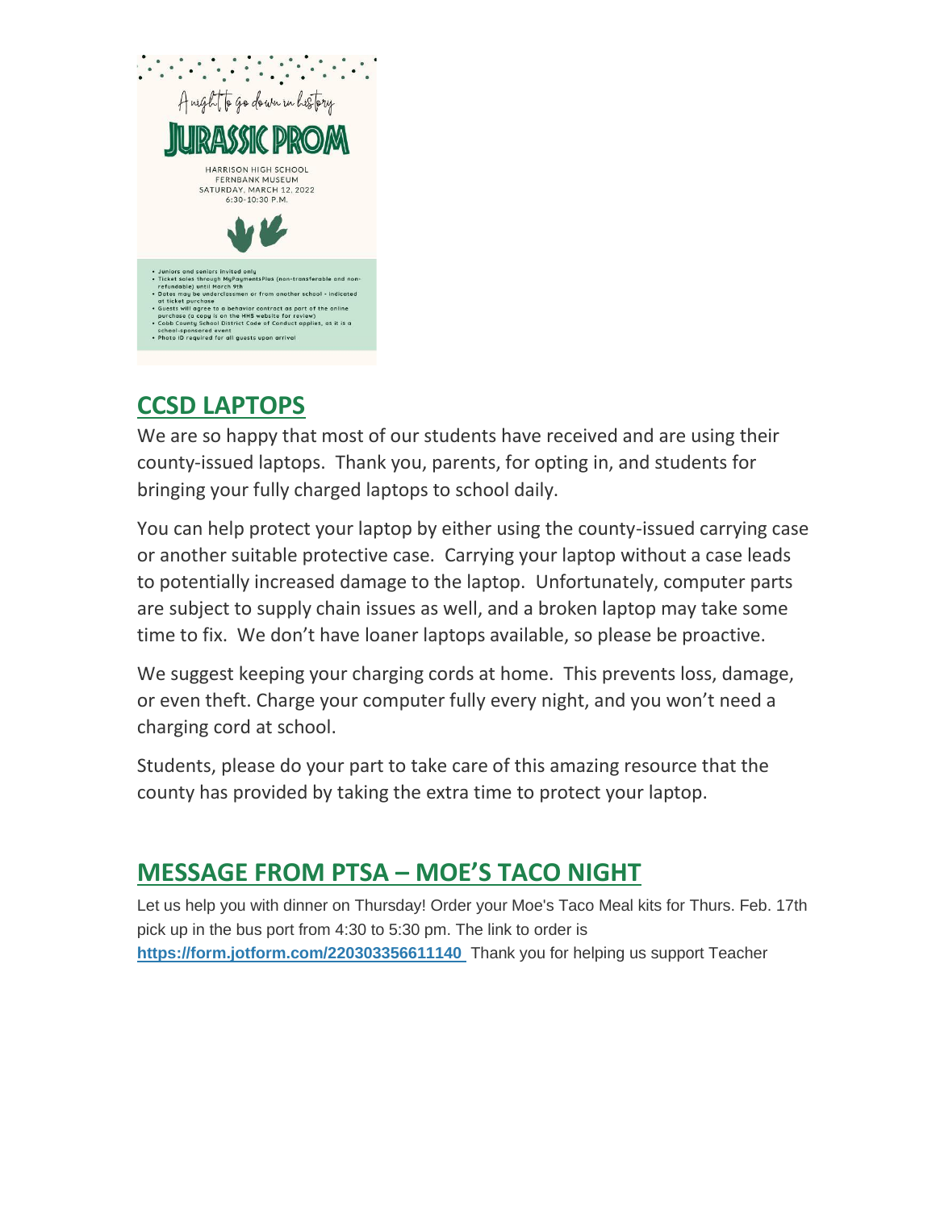A night to go down in history

# JURASSIC PROM

HARRISON HIGH SCHOOL
FERNBANK MUSEUM
SATURDAY, MARCH 12, 2022
6:30-10:30 P.M.

- Juniors and seniors invited only
- Ticket sales through MyPaymentsPlus (non-transferable and non-refundable) until March 9th
- Dates may be underclassmen or from another school - indicated at ticket purchase
- Guests will agree to a behavior contract as part of the online purchase (a copy is on the HHS website for review)
- Cobb County School District Code of Conduct applies, as it is a school-sponsored event
- Photo ID required for all guests upon arrival

## CCSD LAPTOPS

We are so happy that most of our students have received and are using their county-issued laptops. Thank you, parents, for opting in, and students for bringing your fully charged laptops to school daily.

You can help protect your laptop by either using the county-issued carrying case or another suitable protective case. Carrying your laptop without a case leads to potentially increased damage to the laptop. Unfortunately, computer parts are subject to supply chain issues as well, and a broken laptop may take some time to fix. We don't have loaner laptops available, so please be proactive.

We suggest keeping your charging cords at home. This prevents loss, damage, or even theft. Charge your computer fully every night, and you won't need a charging cord at school.

Students, please do your part to take care of this amazing resource that the county has provided by taking the extra time to protect your laptop.

## MESSAGE FROM PTSA – MOE'S TACO NIGHT

Let us help you with dinner on Thursday! Order your Moe's Taco Meal kits for Thurs. Feb. 17th pick up in the bus port from 4:30 to 5:30 pm. The link to order is **https://form.jotform.com/220303356611140** Thank you for helping us support Teacher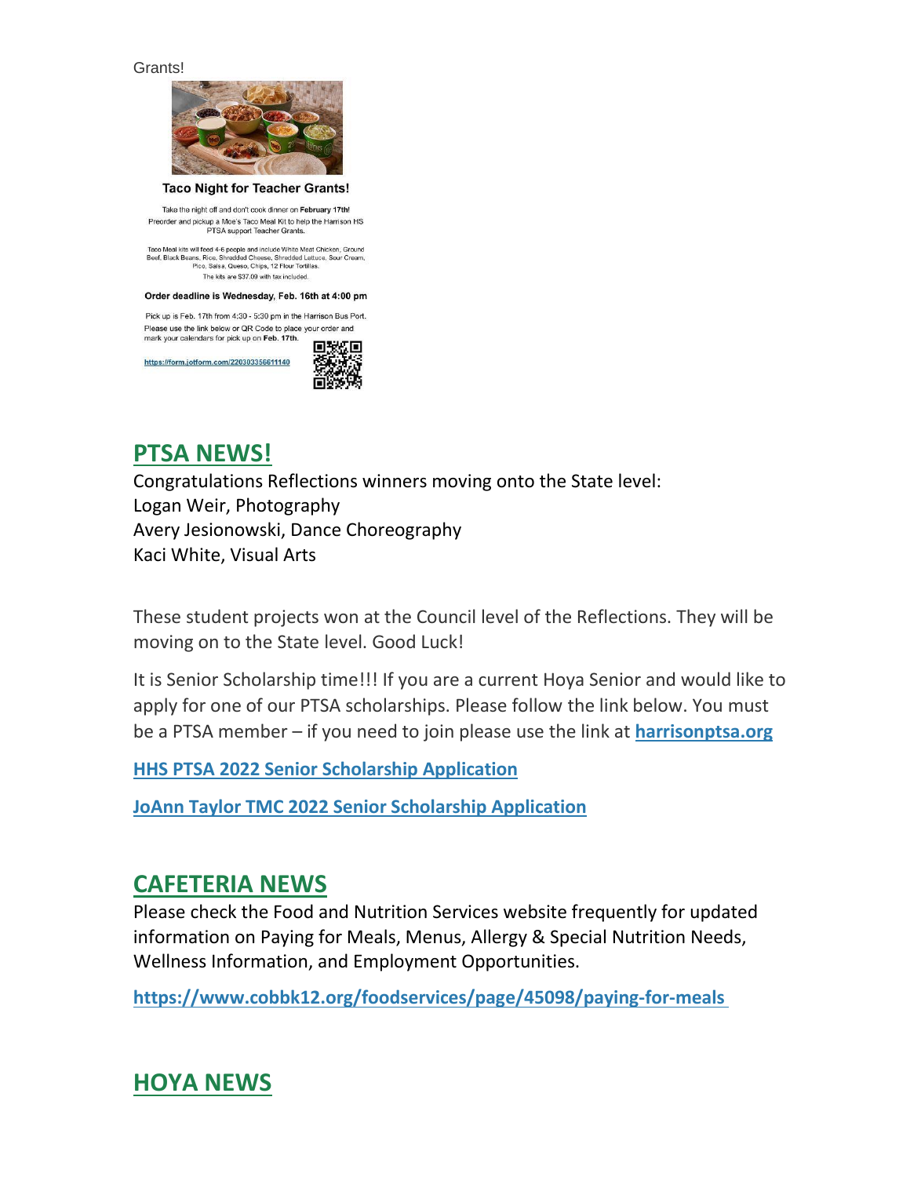Grants!

**Taco Night for Teacher Grants!**

Take the night off and don't cook dinner on **February 17th!**
Preorder and pickup a Moe's Taco Meal Kit to help the Harrison HS PTSA support Teacher Grants.

Taco Meal kits will feed 4-6 people and include White Meat Chicken, Ground Beef, Black Beans, Rice, Shredded Cheese, Shredded Lettuce, Sour Cream, Pico, Salsa, Queso, Chips, 12 Flour Tortillas.
The kits are $37.09 with tax included.

**Order deadline is Wednesday, Feb. 16th at 4:00 pm**

Pick up is Feb. 17th from 4:30 - 5:30 pm in the Harrison Bus Port.
Please use the link below or QR Code to place your order and mark your calendars for pick up on **Feb. 17th.**

https://form.jotform.com/220303356611140

## PTSA NEWS!

Congratulations Reflections winners moving onto the State level:
Logan Weir, Photography
Avery Jesionowski, Dance Choreography
Kaci White, Visual Arts

These student projects won at the Council level of the Reflections. They will be moving on to the State level. Good Luck!

It is Senior Scholarship time!!! If you are a current Hoya Senior and would like to apply for one of our PTSA scholarships. Please follow the link below. You must be a PTSA member – if you need to join please use the link at **harrisonptsa.org**

**HHS PTSA 2022 Senior Scholarship Application**

**JoAnn Taylor TMC 2022 Senior Scholarship Application**

## CAFETERIA NEWS

Please check the Food and Nutrition Services website frequently for updated information on Paying for Meals, Menus, Allergy & Special Nutrition Needs, Wellness Information, and Employment Opportunities.

**https://www.cobbk12.org/foodservices/page/45098/paying-for-meals**

## HOYA NEWS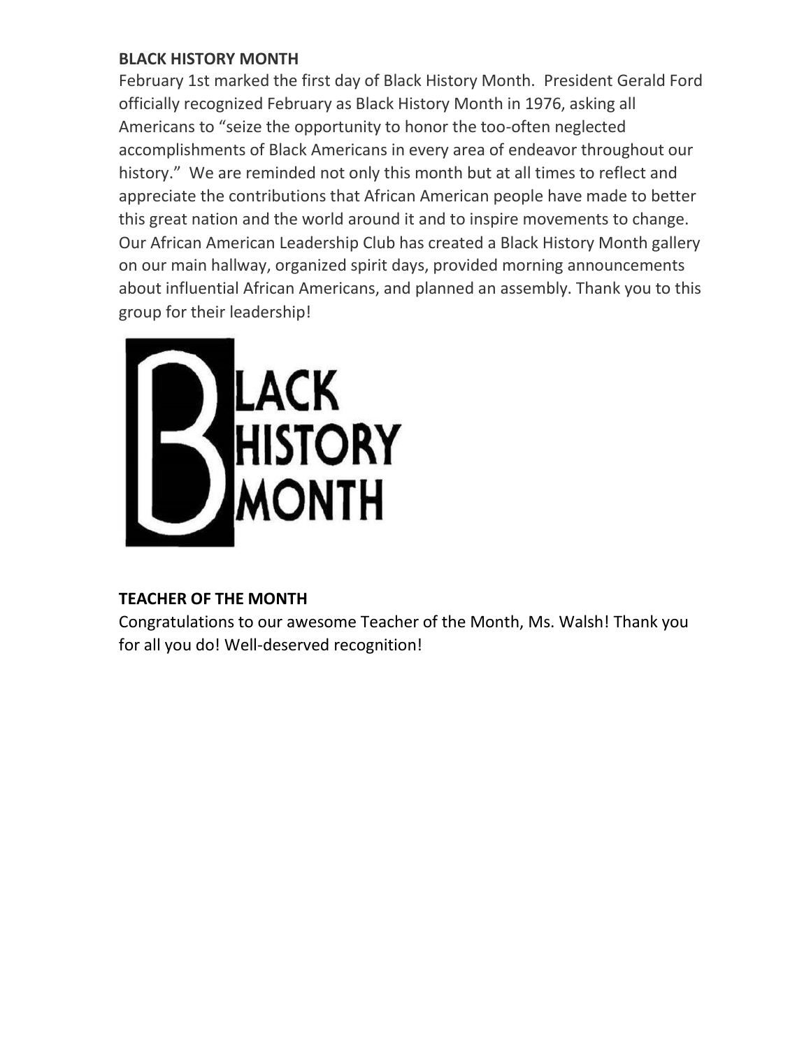**BLACK HISTORY MONTH**

February 1st marked the first day of Black History Month. President Gerald Ford officially recognized February as Black History Month in 1976, asking all Americans to "seize the opportunity to honor the too-often neglected accomplishments of Black Americans in every area of endeavor throughout our history." We are reminded not only this month but at all times to reflect and appreciate the contributions that African American people have made to better this great nation and the world around it and to inspire movements to change. Our African American Leadership Club has created a Black History Month gallery on our main hallway, organized spirit days, provided morning announcements about influential African Americans, and planned an assembly. Thank you to this group for their leadership!

**TEACHER OF THE MONTH**

Congratulations to our awesome Teacher of the Month, Ms. Walsh! Thank you for all you do! Well-deserved recognition!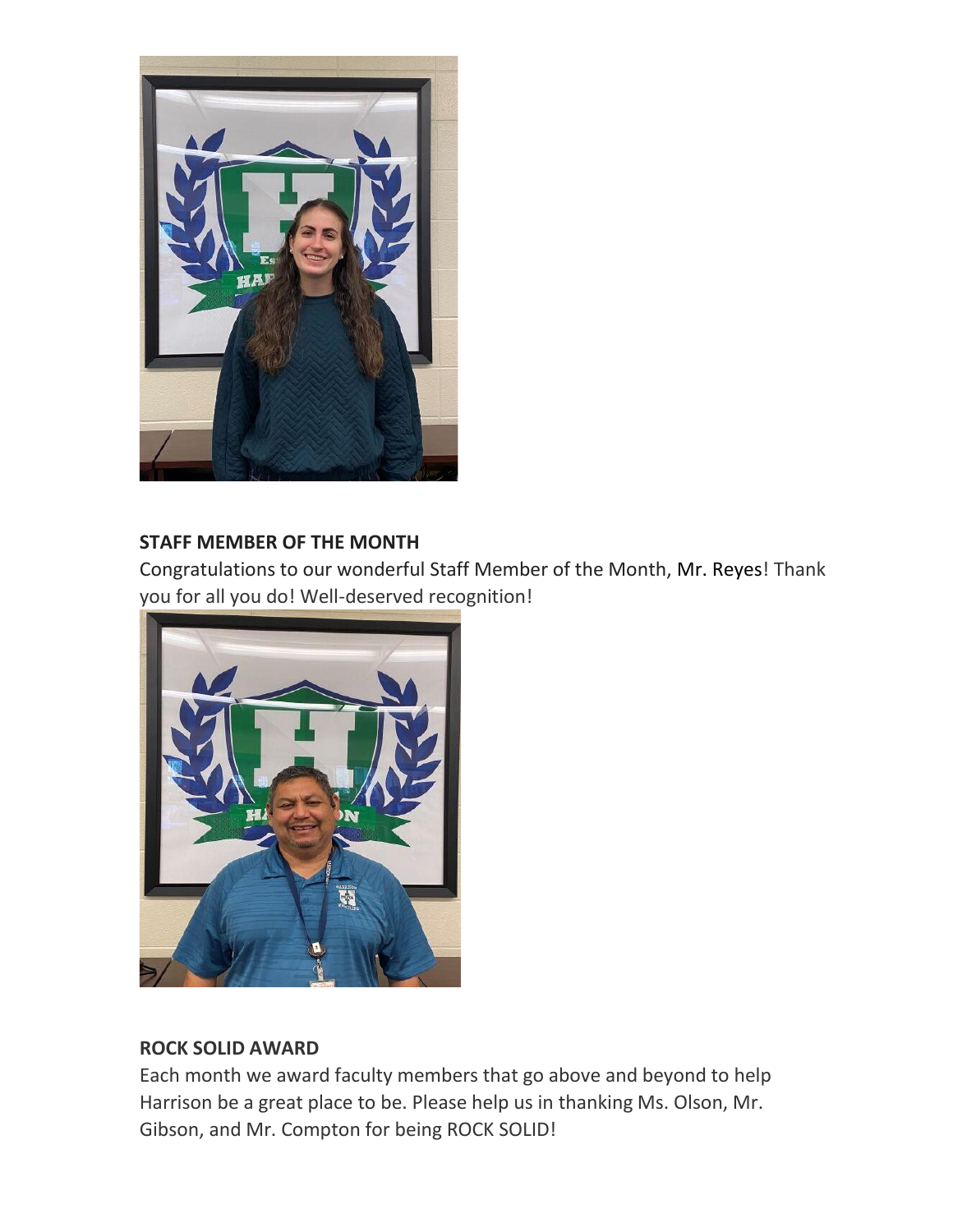**STAFF MEMBER OF THE MONTH**

Congratulations to our wonderful Staff Member of the Month, Mr. Reyes! Thank you for all you do! Well-deserved recognition!

**ROCK SOLID AWARD**

Each month we award faculty members that go above and beyond to help Harrison be a great place to be. Please help us in thanking Ms. Olson, Mr. Gibson, and Mr. Compton for being ROCK SOLID!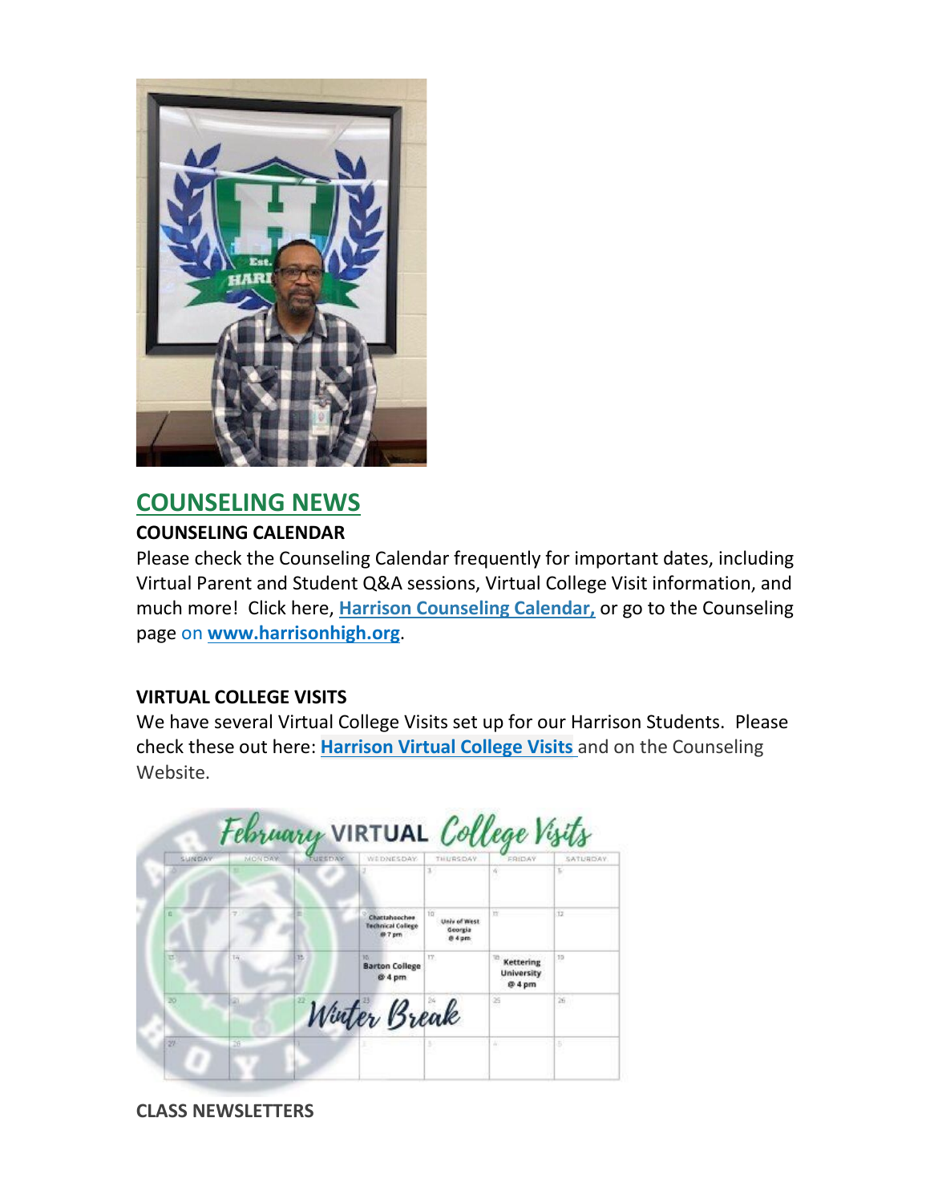## COUNSELING NEWS

**COUNSELING CALENDAR**

Please check the Counseling Calendar frequently for important dates, including Virtual Parent and Student Q&A sessions, Virtual College Visit information, and much more! Click here, **Harrison Counseling Calendar,** or go to the Counseling page on **www.harrisonhigh.org**.

**VIRTUAL COLLEGE VISITS**

We have several Virtual College Visits set up for our Harrison Students. Please check these out here: **Harrison Virtual College Visits** and on the Counseling Website.

**CLASS NEWSLETTERS**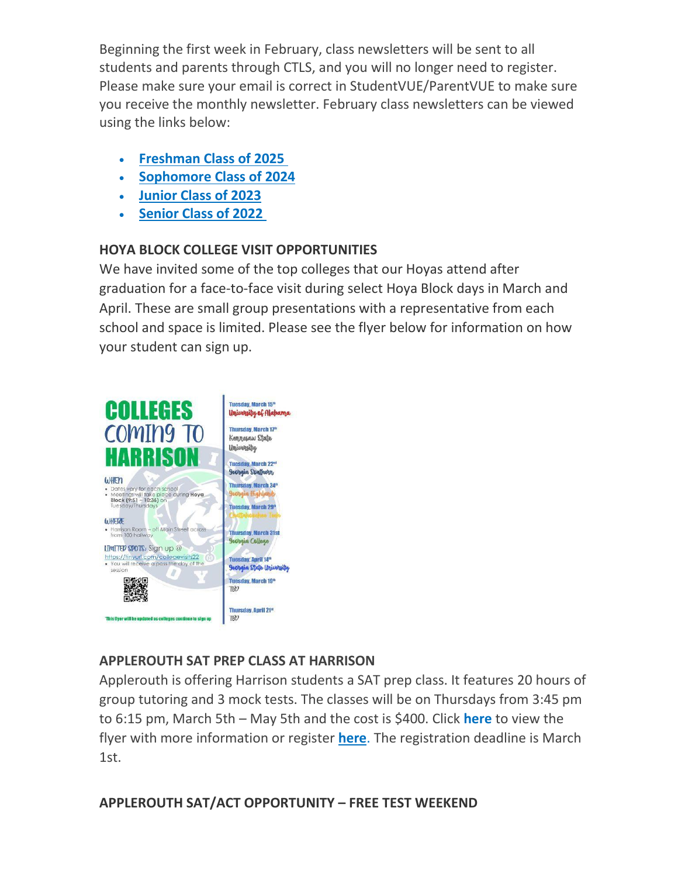Beginning the first week in February, class newsletters will be sent to all students and parents through CTLS, and you will no longer need to register. Please make sure your email is correct in StudentVUE/ParentVUE to make sure you receive the monthly newsletter. February class newsletters can be viewed using the links below:

- **Freshman Class of 2025**
- **Sophomore Class of 2024**
- **Junior Class of 2023**
- **Senior Class of 2022**

**HOYA BLOCK COLLEGE VISIT OPPORTUNITIES**

We have invited some of the top colleges that our Hoyas attend after graduation for a face-to-face visit during select Hoya Block days in March and April. These are small group presentations with a representative from each school and space is limited. Please see the flyer below for information on how your student can sign up.

**COLLEGES COMING TO HARRISON**

WHEN
- Dates vary for each school
- Meetings will take place during **Hoya Block (9:51 – 10:36)** on Tuesday/Thursdays

WHERE
- Harrison Room – off Main Street across from 100 hallway

LIMITED SPOTS: Sign up @ https://tinyurl.com/collegevisits22
- You will receive a pass the day of the session

*This flyer will be updated as colleges continue to sign up

- Tuesday, March 15th – University of Alabama
- Thursday, March 17th – Kennesaw State University
- Tuesday, March 22nd – Georgia Southern
- Thursday, March 24th – Georgia Highlands
- Tuesday, March 29th – Chattahoochee Tech
- Thursday, March 31st – Georgia College
- Tuesday, April 14th – Georgia State University
- Tuesday, March 10th – TBD
- Thursday, April 21st – TBD

**APPLEROUTH SAT PREP CLASS AT HARRISON**

Applerouth is offering Harrison students a SAT prep class. It features 20 hours of group tutoring and 3 mock tests. The classes will be on Thursdays from 3:45 pm to 6:15 pm, March 5th – May 5th and the cost is $400. Click **here** to view the flyer with more information or register **here**. The registration deadline is March 1st.

**APPLEROUTH SAT/ACT OPPORTUNITY – FREE TEST WEEKEND**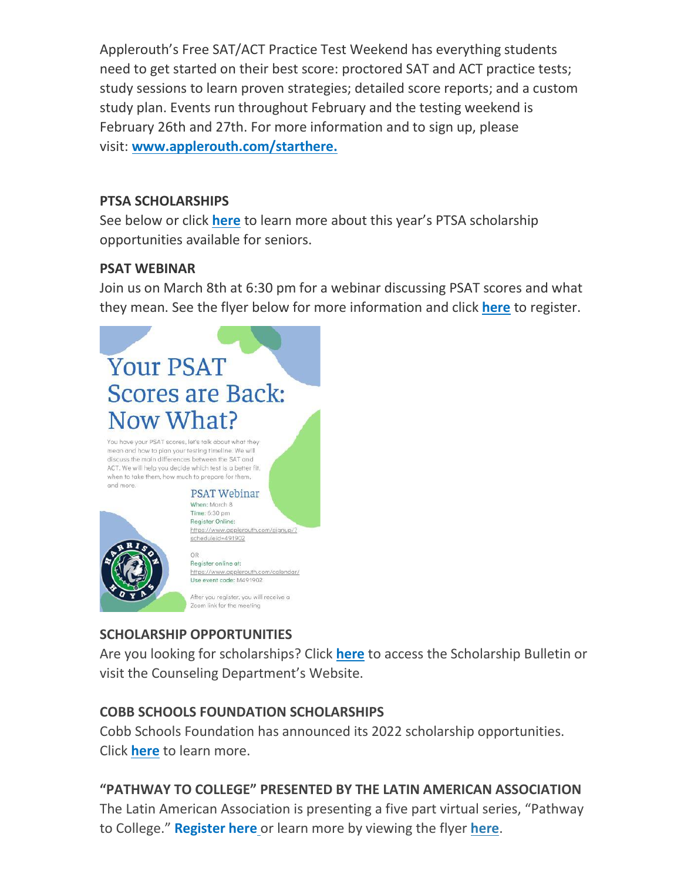Applerouth's Free SAT/ACT Practice Test Weekend has everything students need to get started on their best score: proctored SAT and ACT practice tests; study sessions to learn proven strategies; detailed score reports; and a custom study plan. Events run throughout February and the testing weekend is February 26th and 27th. For more information and to sign up, please visit: **www.applerouth.com/starthere.**

**PTSA SCHOLARSHIPS**

See below or click **here** to learn more about this year's PTSA scholarship opportunities available for seniors.

**PSAT WEBINAR**

Join us on March 8th at 6:30 pm for a webinar discussing PSAT scores and what they mean. See the flyer below for more information and click **here** to register.

# Your PSAT Scores are Back: Now What?

You have your PSAT scores, let's talk about what they mean and how to plan your testing timeline. We will discuss the main differences between the SAT and ACT. We will help you decide which test is a better fit, when to take them, how much to prepare for them, and more.

## PSAT Webinar

When: March 8
Time: 6:30 pm
Register Online: https://www.applerouth.com/signup/?scheduleid=491902

OR

Register online at: https://www.applerouth.com/calendar/
Use event code: M491902

After you register, you will receive a Zoom link for the meeting

**SCHOLARSHIP OPPORTUNITIES**

Are you looking for scholarships? Click **here** to access the Scholarship Bulletin or visit the Counseling Department's Website.

**COBB SCHOOLS FOUNDATION SCHOLARSHIPS**

Cobb Schools Foundation has announced its 2022 scholarship opportunities. Click **here** to learn more.

**"PATHWAY TO COLLEGE" PRESENTED BY THE LATIN AMERICAN ASSOCIATION**

The Latin American Association is presenting a five part virtual series, "Pathway to College." **Register here** or learn more by viewing the flyer **here**.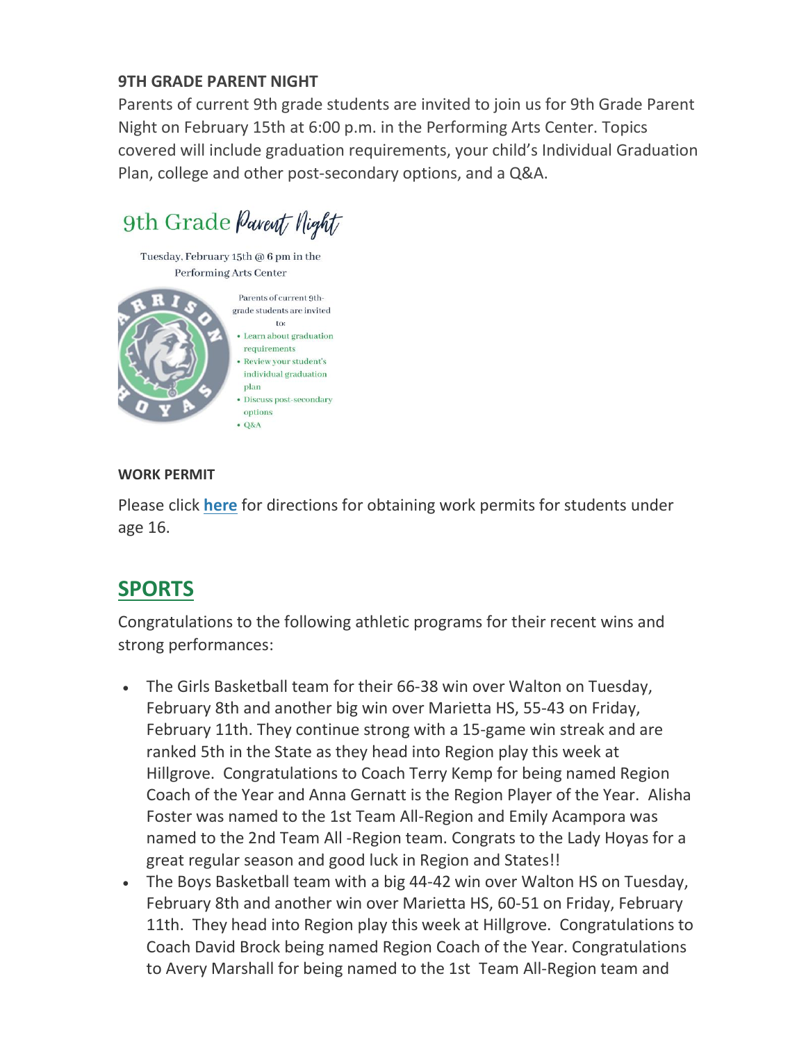**9TH GRADE PARENT NIGHT**

Parents of current 9th grade students are invited to join us for 9th Grade Parent Night on February 15th at 6:00 p.m. in the Performing Arts Center. Topics covered will include graduation requirements, your child's Individual Graduation Plan, college and other post-secondary options, and a Q&A.

9th Grade *Parent Night*

Tuesday, February 15th @ 6 pm in the Performing Arts Center

Parents of current 9th-grade students are invited to:

- Learn about graduation requirements
- Review your student's individual graduation plan
- Discuss post-secondary options
- Q&A

**WORK PERMIT**

Please click **here** for directions for obtaining work permits for students under age 16.

## SPORTS

Congratulations to the following athletic programs for their recent wins and strong performances:

- The Girls Basketball team for their 66-38 win over Walton on Tuesday, February 8th and another big win over Marietta HS, 55-43 on Friday, February 11th. They continue strong with a 15-game win streak and are ranked 5th in the State as they head into Region play this week at Hillgrove. Congratulations to Coach Terry Kemp for being named Region Coach of the Year and Anna Gernatt is the Region Player of the Year. Alisha Foster was named to the 1st Team All-Region and Emily Acampora was named to the 2nd Team All -Region team. Congrats to the Lady Hoyas for a great regular season and good luck in Region and States!!
- The Boys Basketball team with a big 44-42 win over Walton HS on Tuesday, February 8th and another win over Marietta HS, 60-51 on Friday, February 11th. They head into Region play this week at Hillgrove. Congratulations to Coach David Brock being named Region Coach of the Year. Congratulations to Avery Marshall for being named to the 1st Team All-Region team and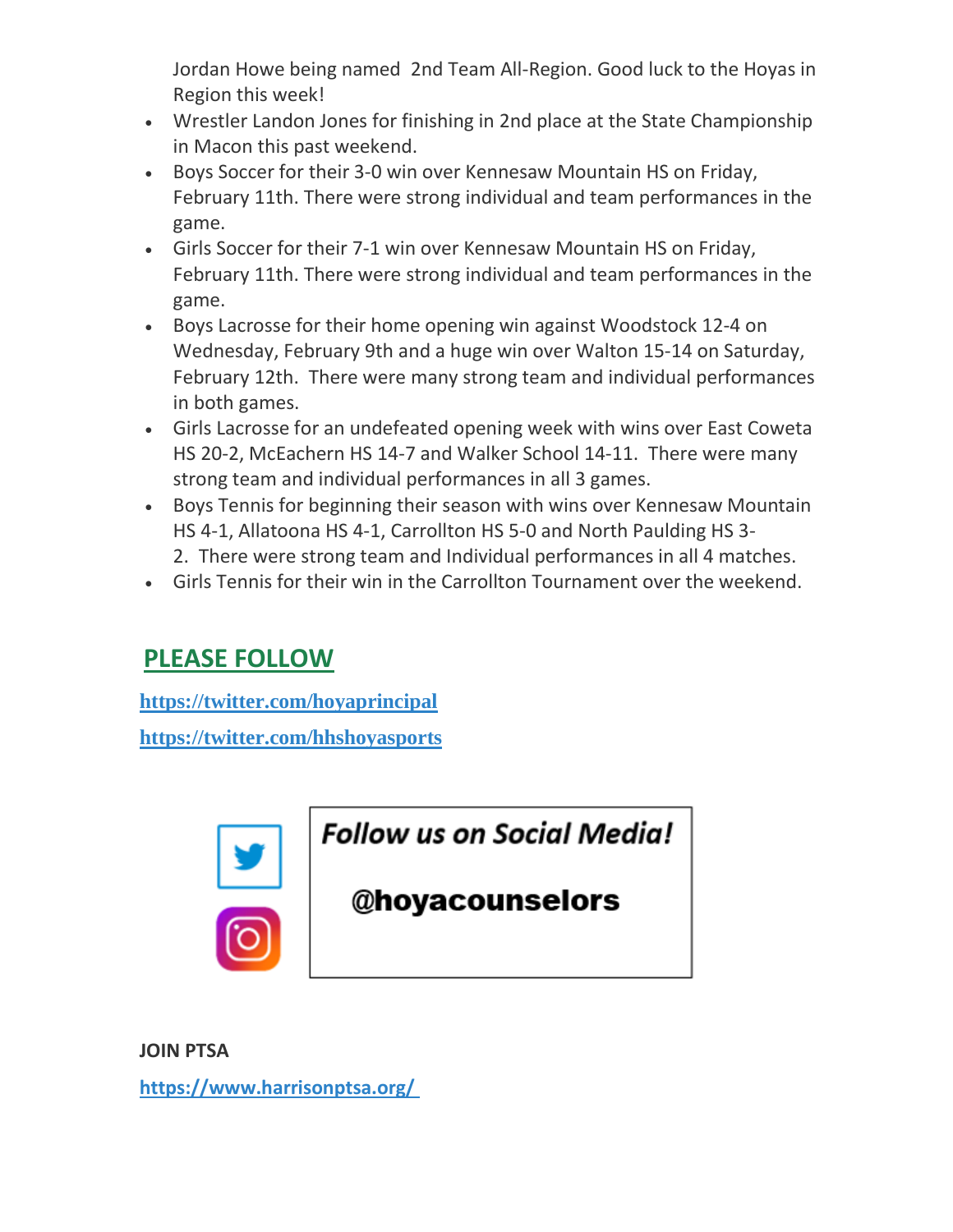Jordan Howe being named 2nd Team All-Region. Good luck to the Hoyas in Region this week!

- Wrestler Landon Jones for finishing in 2nd place at the State Championship in Macon this past weekend.
- Boys Soccer for their 3-0 win over Kennesaw Mountain HS on Friday, February 11th. There were strong individual and team performances in the game.
- Girls Soccer for their 7-1 win over Kennesaw Mountain HS on Friday, February 11th. There were strong individual and team performances in the game.
- Boys Lacrosse for their home opening win against Woodstock 12-4 on Wednesday, February 9th and a huge win over Walton 15-14 on Saturday, February 12th. There were many strong team and individual performances in both games.
- Girls Lacrosse for an undefeated opening week with wins over East Coweta HS 20-2, McEachern HS 14-7 and Walker School 14-11. There were many strong team and individual performances in all 3 games.
- Boys Tennis for beginning their season with wins over Kennesaw Mountain HS 4-1, Allatoona HS 4-1, Carrollton HS 5-0 and North Paulding HS 3-2. There were strong team and Individual performances in all 4 matches.
- Girls Tennis for their win in the Carrollton Tournament over the weekend.

## PLEASE FOLLOW

https://twitter.com/hoyaprincipal

https://twitter.com/hhshoyasports

***Follow us on Social Media!***

**@hoyacounselors**

**JOIN PTSA**

https://www.harrisonptsa.org/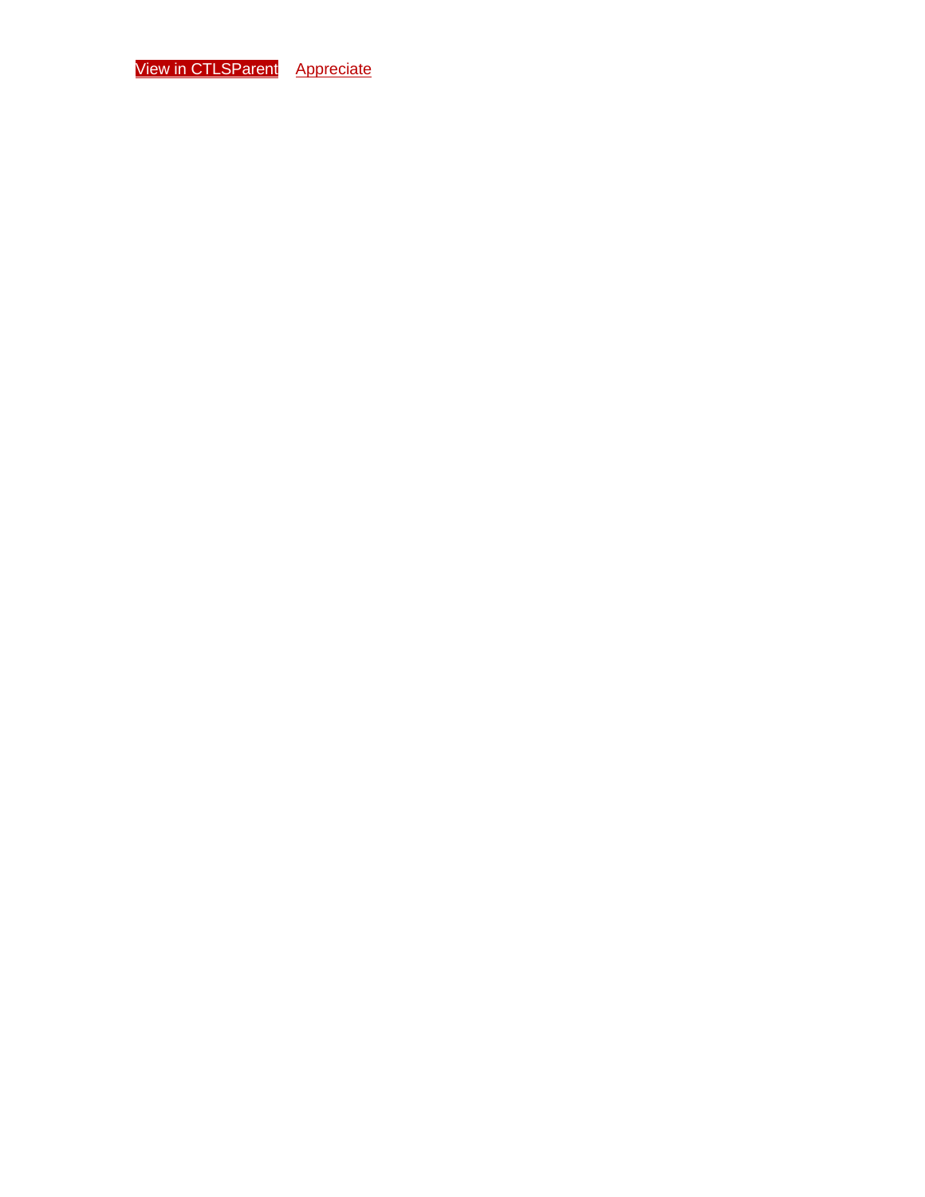View in CTLSParent Appreciate